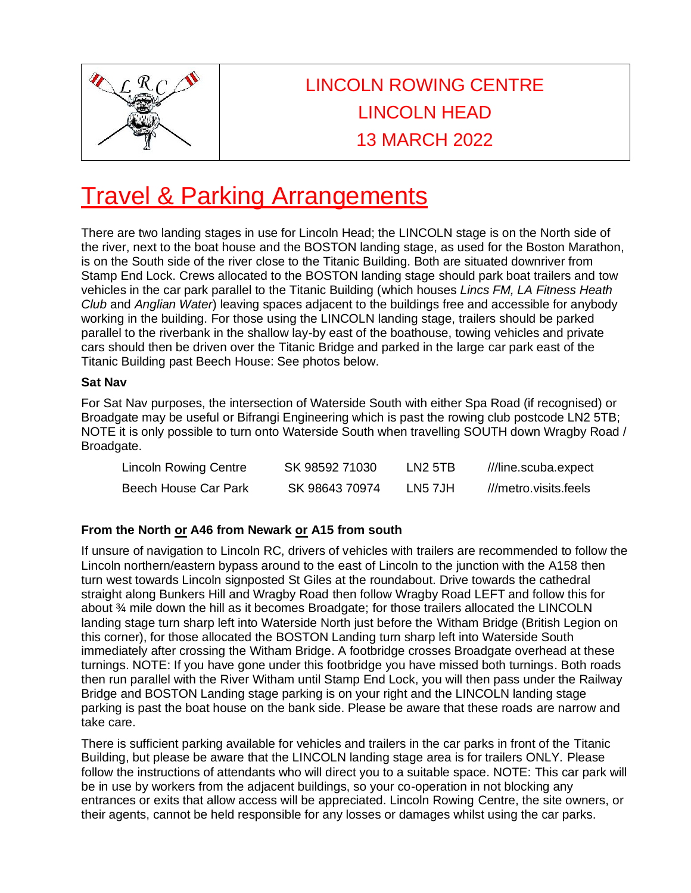| | |
|---|---|
| L R C | LINCOLN ROWING CENTRE<br>LINCOLN HEAD<br>13 MARCH 2022 |

# Travel & Parking Arrangements

There are two landing stages in use for Lincoln Head; the LINCOLN stage is on the North side of the river, next to the boat house and the BOSTON landing stage, as used for the Boston Marathon, is on the South side of the river close to the Titanic Building. Both are situated downriver from Stamp End Lock. Crews allocated to the BOSTON landing stage should park boat trailers and tow vehicles in the car park parallel to the Titanic Building (which houses *Lincs FM, LA Fitness Heath Club* and *Anglian Water*) leaving spaces adjacent to the buildings free and accessible for anybody working in the building. For those using the LINCOLN landing stage, trailers should be parked parallel to the riverbank in the shallow lay-by east of the boathouse, towing vehicles and private cars should then be driven over the Titanic Bridge and parked in the large car park east of the Titanic Building past Beech House: See photos below.

**Sat Nav**

For Sat Nav purposes, the intersection of Waterside South with either Spa Road (if recognised) or Broadgate may be useful or Bifrangi Engineering which is past the rowing club postcode LN2 5TB; NOTE it is only possible to turn onto Waterside South when travelling SOUTH down Wragby Road / Broadgate.

| | | | |
|---|---|---|---|
| Lincoln Rowing Centre | SK 98592 71030 | LN2 5TB | ///line.scuba.expect |
| Beech House Car Park | SK 98643 70974 | LN5 7JH | ///metro.visits.feels |

**From the North or A46 from Newark or A15 from south**

If unsure of navigation to Lincoln RC, drivers of vehicles with trailers are recommended to follow the Lincoln northern/eastern bypass around to the east of Lincoln to the junction with the A158 then turn west towards Lincoln signposted St Giles at the roundabout. Drive towards the cathedral straight along Bunkers Hill and Wragby Road then follow Wragby Road LEFT and follow this for about ¾ mile down the hill as it becomes Broadgate; for those trailers allocated the LINCOLN landing stage turn sharp left into Waterside North just before the Witham Bridge (British Legion on this corner), for those allocated the BOSTON Landing turn sharp left into Waterside South immediately after crossing the Witham Bridge. A footbridge crosses Broadgate overhead at these turnings. NOTE: If you have gone under this footbridge you have missed both turnings. Both roads then run parallel with the River Witham until Stamp End Lock, you will then pass under the Railway Bridge and BOSTON Landing stage parking is on your right and the LINCOLN landing stage parking is past the boat house on the bank side. Please be aware that these roads are narrow and take care.

There is sufficient parking available for vehicles and trailers in the car parks in front of the Titanic Building, but please be aware that the LINCOLN landing stage area is for trailers ONLY. Please follow the instructions of attendants who will direct you to a suitable space. NOTE: This car park will be in use by workers from the adjacent buildings, so your co-operation in not blocking any entrances or exits that allow access will be appreciated. Lincoln Rowing Centre, the site owners, or their agents, cannot be held responsible for any losses or damages whilst using the car parks.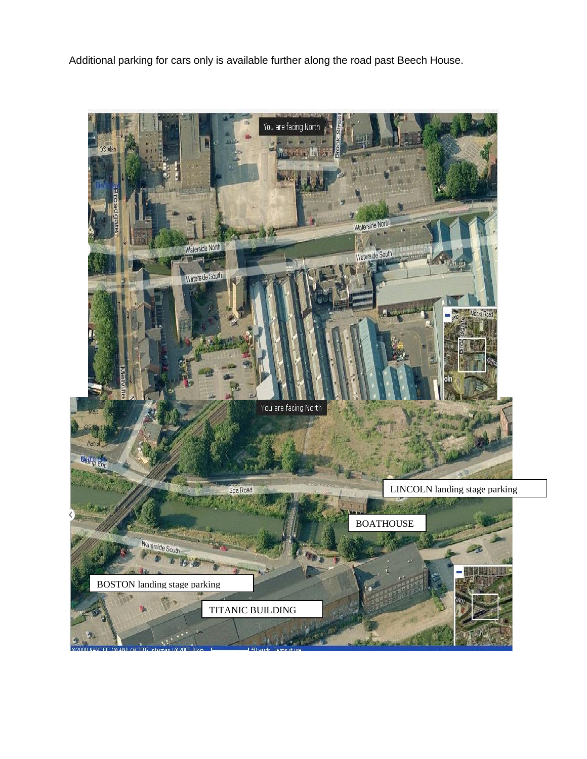Additional parking for cars only is available further along the road past Beech House.

LINCOLN landing stage parking

BOATHOUSE

BOSTON landing stage parking

TITANIC BUILDING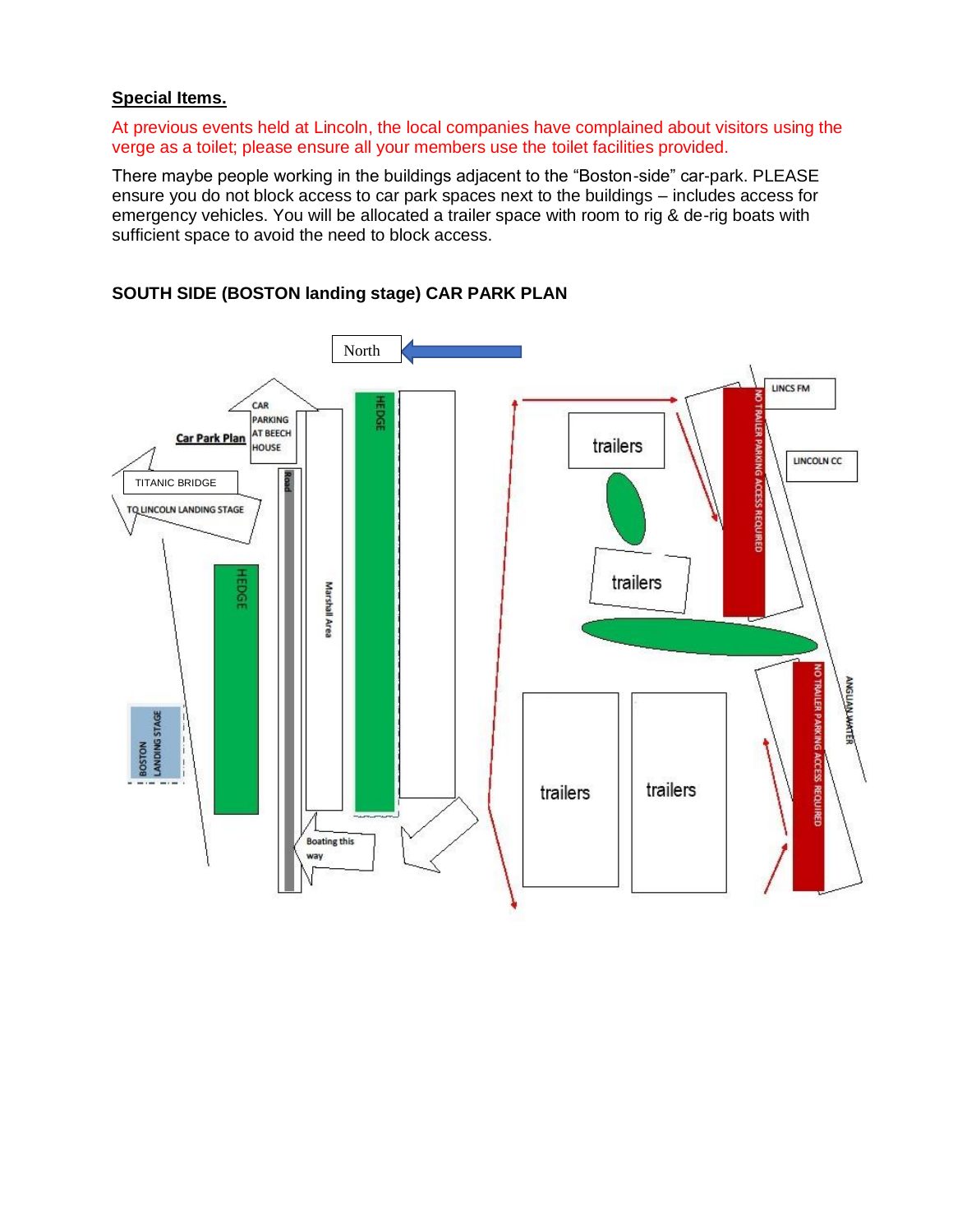**Special Items.**

At previous events held at Lincoln, the local companies have complained about visitors using the verge as a toilet; please ensure all your members use the toilet facilities provided.

There maybe people working in the buildings adjacent to the "Boston-side" car-park. PLEASE ensure you do not block access to car park spaces next to the buildings – includes access for emergency vehicles. You will be allocated a trailer space with room to rig & de-rig boats with sufficient space to avoid the need to block access.

**SOUTH SIDE (BOSTON landing stage) CAR PARK PLAN**

North

CAR PARKING AT BEECH HOUSE

Car Park Plan

TITANIC BRIDGE

TO LINCOLN LANDING STAGE

BOSTON LANDING STAGE

HEDGE

Road

Marshall Area

HEDGE

Boating this way

trailers

trailers

trailers

trailers

NO TRAILER PARKING ACCESS REQUIRED

NO TRAILER PARKING ACCESS REQUIRED

LINCS FM

LINCOLN CC

ANGLIAN WATER